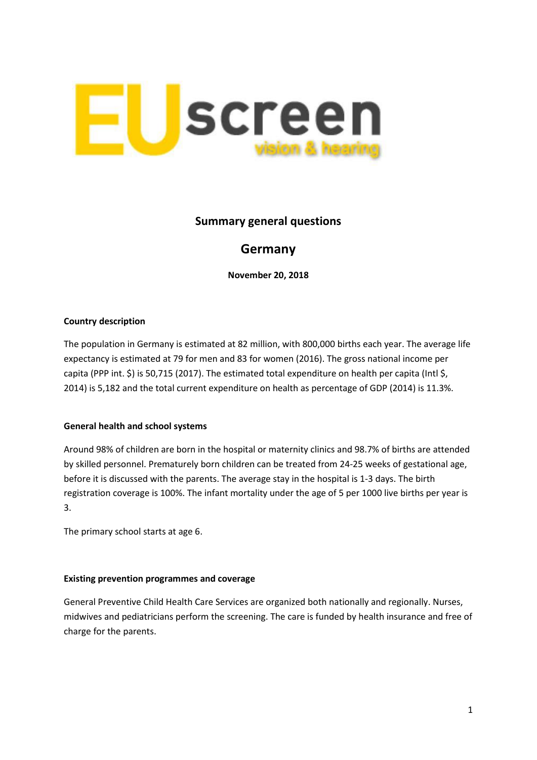EUscreen vision & hearing

## Summary general questions

# Germany

**November 20, 2018**

**Country description**

The population in Germany is estimated at 82 million, with 800,000 births each year. The average life expectancy is estimated at 79 for men and 83 for women (2016). The gross national income per capita (PPP int. $) is 50,715 (2017). The estimated total expenditure on health per capita (Intl $, 2014) is 5,182 and the total current expenditure on health as percentage of GDP (2014) is 11.3%.

**General health and school systems**

Around 98% of children are born in the hospital or maternity clinics and 98.7% of births are attended by skilled personnel. Prematurely born children can be treated from 24-25 weeks of gestational age, before it is discussed with the parents. The average stay in the hospital is 1-3 days. The birth registration coverage is 100%. The infant mortality under the age of 5 per 1000 live births per year is 3.

The primary school starts at age 6.

**Existing prevention programmes and coverage**

General Preventive Child Health Care Services are organized both nationally and regionally. Nurses, midwives and pediatricians perform the screening. The care is funded by health insurance and free of charge for the parents.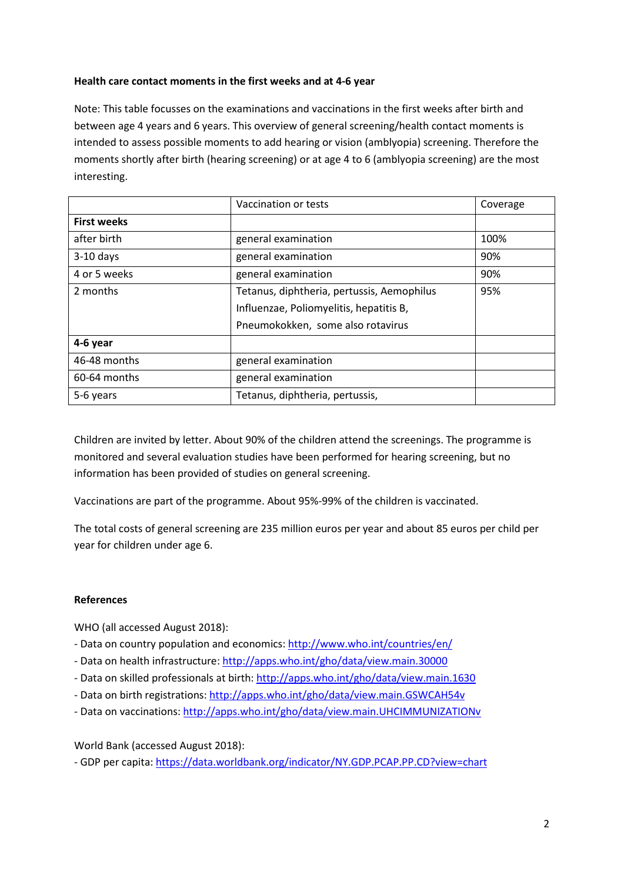**Health care contact moments in the first weeks and at 4-6 year**

Note: This table focusses on the examinations and vaccinations in the first weeks after birth and between age 4 years and 6 years. This overview of general screening/health contact moments is intended to assess possible moments to add hearing or vision (amblyopia) screening. Therefore the moments shortly after birth (hearing screening) or at age 4 to 6 (amblyopia screening) are the most interesting.

| | Vaccination or tests | Coverage |
|---|---|---|
| **First weeks** | | |
| after birth | general examination | 100% |
| 3-10 days | general examination | 90% |
| 4 or 5 weeks | general examination | 90% |
| 2 months | Tetanus, diphtheria, pertussis, Aemophilus Influenzae, Poliomyelitis, hepatitis B, Pneumokokken, some also rotavirus | 95% |
| **4-6 year** | | |
| 46-48 months | general examination | |
| 60-64 months | general examination | |
| 5-6 years | Tetanus, diphtheria, pertussis, | |

Children are invited by letter. About 90% of the children attend the screenings. The programme is monitored and several evaluation studies have been performed for hearing screening, but no information has been provided of studies on general screening.

Vaccinations are part of the programme. About 95%-99% of the children is vaccinated.

The total costs of general screening are 235 million euros per year and about 85 euros per child per year for children under age 6.

**References**

WHO (all accessed August 2018):
- Data on country population and economics: http://www.who.int/countries/en/
- Data on health infrastructure: http://apps.who.int/gho/data/view.main.30000
- Data on skilled professionals at birth: http://apps.who.int/gho/data/view.main.1630
- Data on birth registrations: http://apps.who.int/gho/data/view.main.GSWCAH54v
- Data on vaccinations: http://apps.who.int/gho/data/view.main.UHCIMMUNIZATIONv

World Bank (accessed August 2018):
- GDP per capita: https://data.worldbank.org/indicator/NY.GDP.PCAP.PP.CD?view=chart